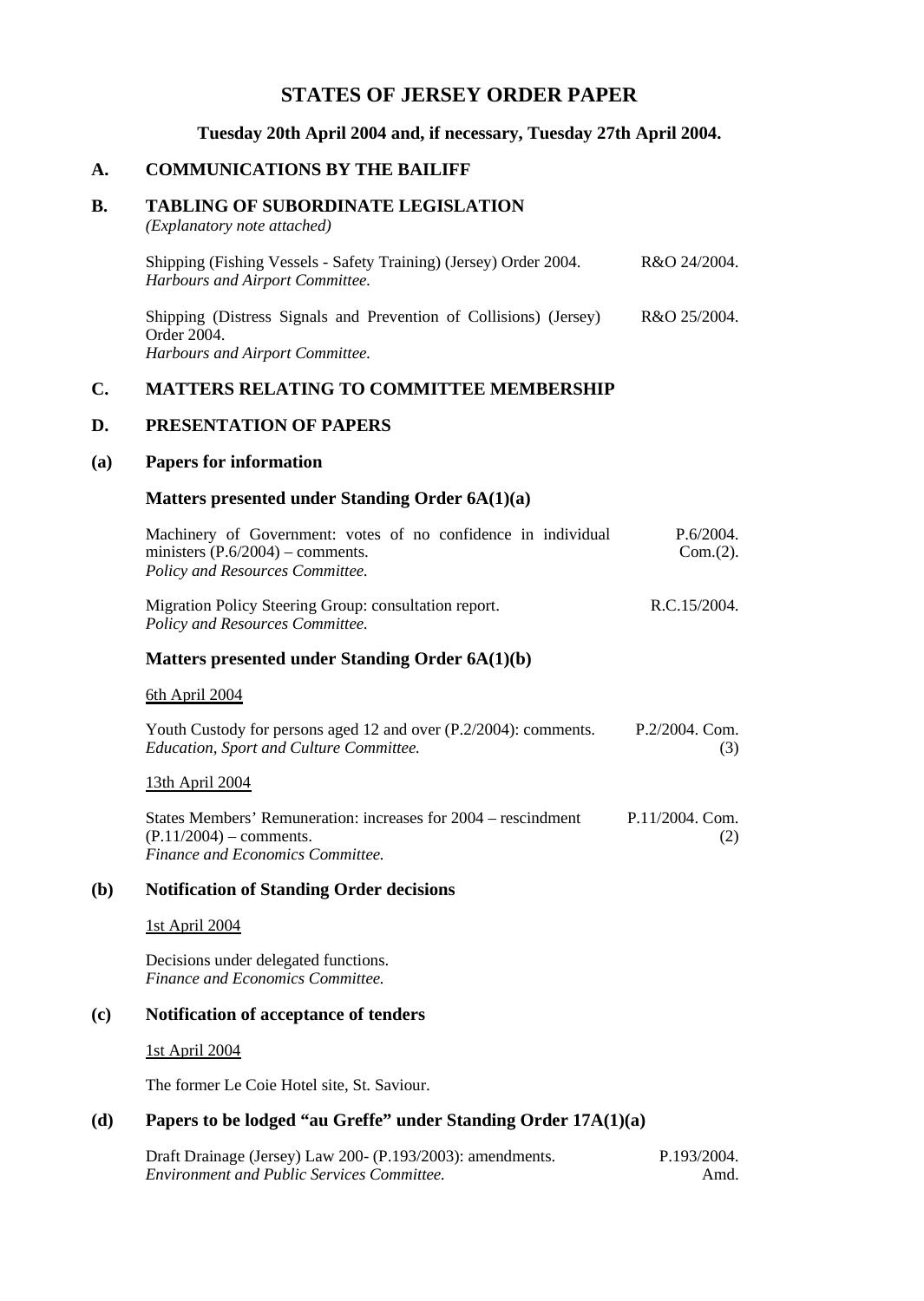# STATES OF JERSEY ORDER PAPER

**Tuesday 20th April 2004 and, if necessary, Tuesday 27th April 2004.**

## A. COMMUNICATIONS BY THE BAILIFF

## B. TABLING OF SUBORDINATE LEGISLATION

*(Explanatory note attached)*

Shipping (Fishing Vessels - Safety Training) (Jersey) Order 2004. R&O 24/2004.
*Harbours and Airport Committee.*

Shipping (Distress Signals and Prevention of Collisions) (Jersey) Order 2004. R&O 25/2004.
*Harbours and Airport Committee.*

## C. MATTERS RELATING TO COMMITTEE MEMBERSHIP

## D. PRESENTATION OF PAPERS

### (a) Papers for information

**Matters presented under Standing Order 6A(1)(a)**

Machinery of Government: votes of no confidence in individual ministers (P.6/2004) – comments. P.6/2004. Com.(2).
*Policy and Resources Committee.*

Migration Policy Steering Group: consultation report. R.C.15/2004.
*Policy and Resources Committee.*

**Matters presented under Standing Order 6A(1)(b)**

6th April 2004

Youth Custody for persons aged 12 and over (P.2/2004): comments. P.2/2004. Com. (3)
*Education, Sport and Culture Committee.*

13th April 2004

States Members' Remuneration: increases for 2004 – rescindment (P.11/2004) – comments. P.11/2004. Com. (2)
*Finance and Economics Committee.*

### (b) Notification of Standing Order decisions

1st April 2004

Decisions under delegated functions.
*Finance and Economics Committee.*

### (c) Notification of acceptance of tenders

1st April 2004

The former Le Coie Hotel site, St. Saviour.

### (d) Papers to be lodged "au Greffe" under Standing Order 17A(1)(a)

Draft Drainage (Jersey) Law 200- (P.193/2003): amendments. P.193/2004. Amd.
*Environment and Public Services Committee.*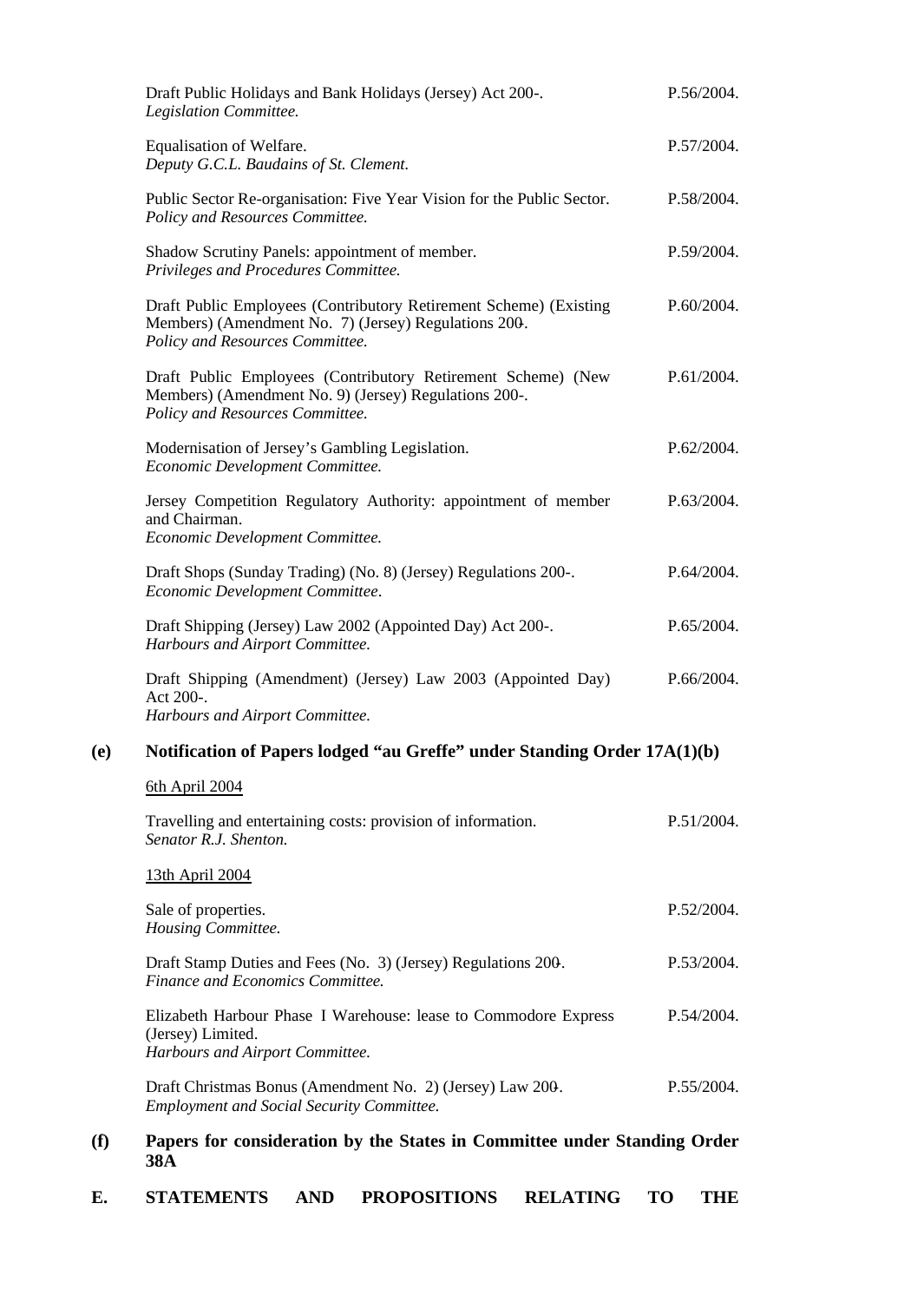Draft Public Holidays and Bank Holidays (Jersey) Act 200-. P.56/2004.
*Legislation Committee.*

Equalisation of Welfare. P.57/2004.
*Deputy G.C.L. Baudains of St. Clement.*

Public Sector Re-organisation: Five Year Vision for the Public Sector. P.58/2004.
*Policy and Resources Committee.*

Shadow Scrutiny Panels: appointment of member. P.59/2004.
*Privileges and Procedures Committee.*

Draft Public Employees (Contributory Retirement Scheme) (Existing Members) (Amendment No. 7) (Jersey) Regulations 200-. P.60/2004.
*Policy and Resources Committee.*

Draft Public Employees (Contributory Retirement Scheme) (New Members) (Amendment No. 9) (Jersey) Regulations 200-. P.61/2004.
*Policy and Resources Committee.*

Modernisation of Jersey's Gambling Legislation. P.62/2004.
*Economic Development Committee.*

Jersey Competition Regulatory Authority: appointment of member and Chairman. P.63/2004.
*Economic Development Committee.*

Draft Shops (Sunday Trading) (No. 8) (Jersey) Regulations 200-. P.64/2004.
*Economic Development Committee.*

Draft Shipping (Jersey) Law 2002 (Appointed Day) Act 200-. P.65/2004.
*Harbours and Airport Committee.*

Draft Shipping (Amendment) (Jersey) Law 2003 (Appointed Day) Act 200-. P.66/2004.
*Harbours and Airport Committee.*

**(e) Notification of Papers lodged "au Greffe" under Standing Order 17A(1)(b)**

6th April 2004

Travelling and entertaining costs: provision of information. P.51/2004.
*Senator R.J. Shenton.*

13th April 2004

Sale of properties. P.52/2004.
*Housing Committee.*

Draft Stamp Duties and Fees (No. 3) (Jersey) Regulations 200-. P.53/2004.
*Finance and Economics Committee.*

Elizabeth Harbour Phase I Warehouse: lease to Commodore Express (Jersey) Limited. P.54/2004.
*Harbours and Airport Committee.*

Draft Christmas Bonus (Amendment No. 2) (Jersey) Law 200-. P.55/2004.
*Employment and Social Security Committee.*

**(f) Papers for consideration by the States in Committee under Standing Order 38A**

**E. STATEMENTS AND PROPOSITIONS RELATING TO THE**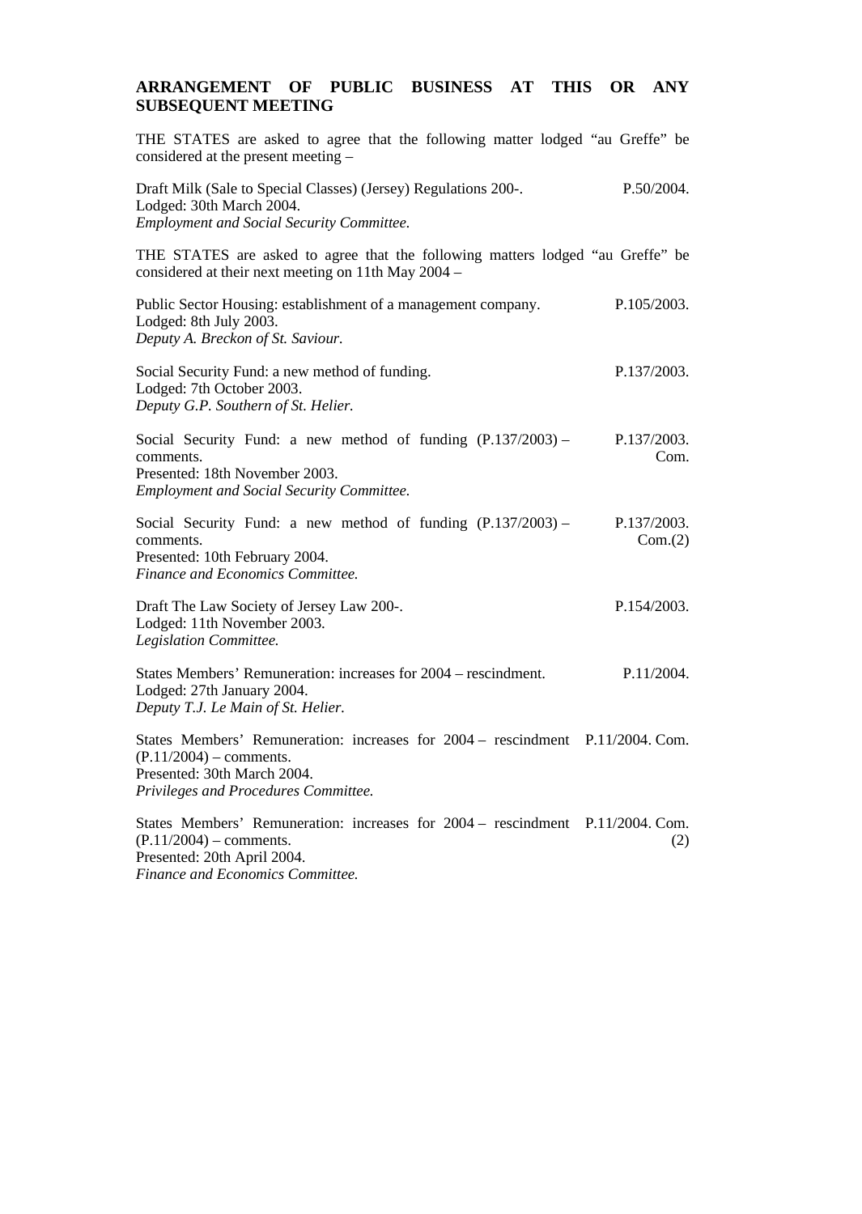## ARRANGEMENT OF PUBLIC BUSINESS AT THIS OR ANY SUBSEQUENT MEETING

THE STATES are asked to agree that the following matter lodged "au Greffe" be considered at the present meeting –

Draft Milk (Sale to Special Classes) (Jersey) Regulations 200-. P.50/2004.
Lodged: 30th March 2004.
*Employment and Social Security Committee.*

THE STATES are asked to agree that the following matters lodged "au Greffe" be considered at their next meeting on 11th May 2004 –

Public Sector Housing: establishment of a management company. P.105/2003.
Lodged: 8th July 2003.
*Deputy A. Breckon of St. Saviour.*

Social Security Fund: a new method of funding. P.137/2003.
Lodged: 7th October 2003.
*Deputy G.P. Southern of St. Helier.*

Social Security Fund: a new method of funding (P.137/2003) – comments. P.137/2003. Com.
Presented: 18th November 2003.
*Employment and Social Security Committee.*

Social Security Fund: a new method of funding (P.137/2003) – comments. P.137/2003. Com.(2)
Presented: 10th February 2004.
*Finance and Economics Committee.*

Draft The Law Society of Jersey Law 200-. P.154/2003.
Lodged: 11th November 2003.
*Legislation Committee.*

States Members' Remuneration: increases for 2004 – rescindment. P.11/2004.
Lodged: 27th January 2004.
*Deputy T.J. Le Main of St. Helier.*

States Members' Remuneration: increases for 2004 – rescindment (P.11/2004) – comments. P.11/2004. Com.
Presented: 30th March 2004.
*Privileges and Procedures Committee.*

States Members' Remuneration: increases for 2004 – rescindment (P.11/2004) – comments. P.11/2004. Com.(2)
Presented: 20th April 2004.
*Finance and Economics Committee.*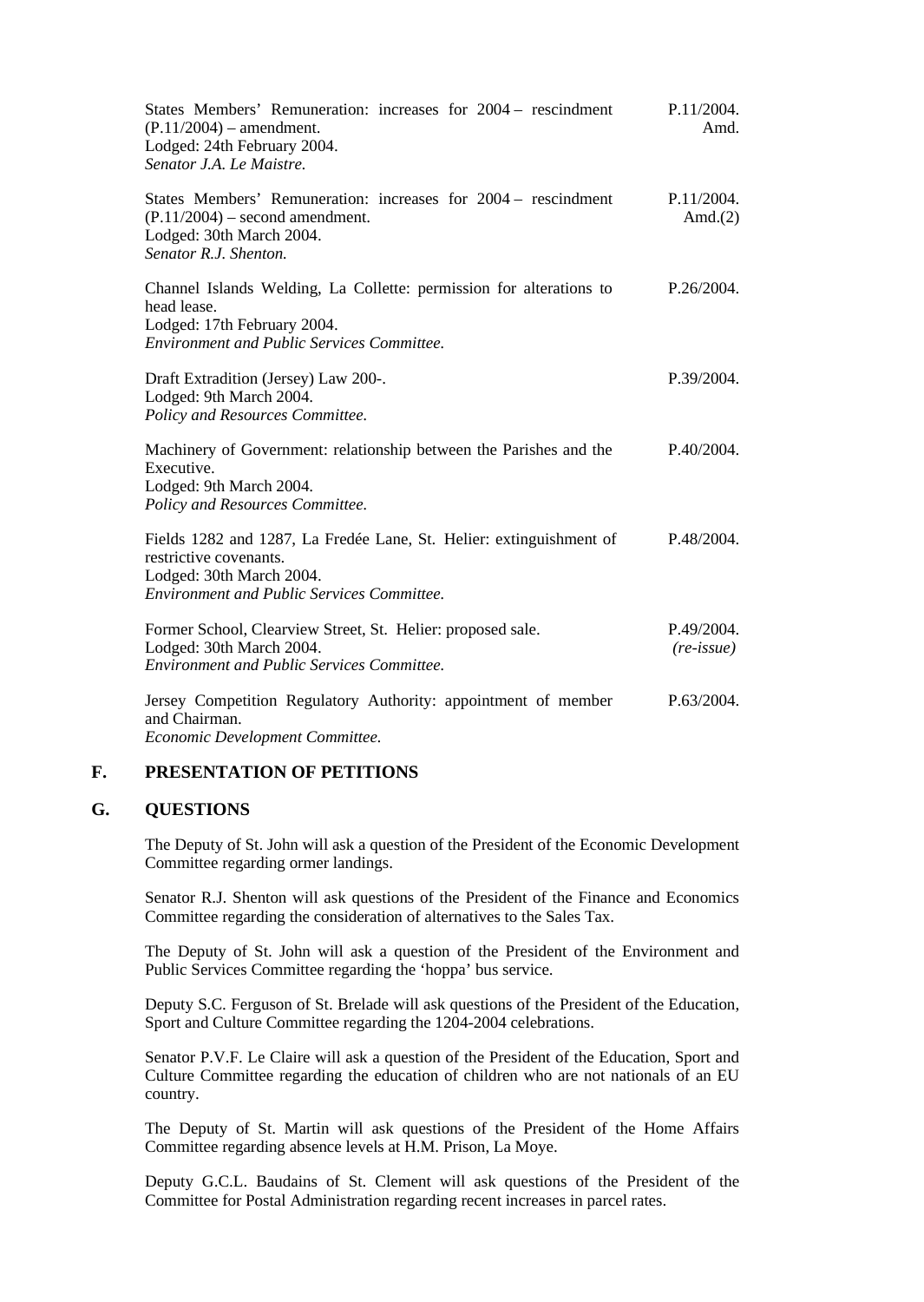States Members' Remuneration: increases for 2004 – rescindment (P.11/2004) – amendment.
Lodged: 24th February 2004.
*Senator J.A. Le Maistre.* — P.11/2004. Amd.

States Members' Remuneration: increases for 2004 – rescindment (P.11/2004) – second amendment.
Lodged: 30th March 2004.
*Senator R.J. Shenton.* — P.11/2004. Amd.(2)

Channel Islands Welding, La Collette: permission for alterations to head lease.
Lodged: 17th February 2004.
*Environment and Public Services Committee.* — P.26/2004.

Draft Extradition (Jersey) Law 200-.
Lodged: 9th March 2004.
*Policy and Resources Committee.* — P.39/2004.

Machinery of Government: relationship between the Parishes and the Executive.
Lodged: 9th March 2004.
*Policy and Resources Committee.* — P.40/2004.

Fields 1282 and 1287, La Fredée Lane, St. Helier: extinguishment of restrictive covenants.
Lodged: 30th March 2004.
*Environment and Public Services Committee.* — P.48/2004.

Former School, Clearview Street, St. Helier: proposed sale.
Lodged: 30th March 2004.
*Environment and Public Services Committee.* — P.49/2004. *(re-issue)*

Jersey Competition Regulatory Authority: appointment of member and Chairman.
*Economic Development Committee.* — P.63/2004.

## F. PRESENTATION OF PETITIONS

## G. QUESTIONS

The Deputy of St. John will ask a question of the President of the Economic Development Committee regarding ormer landings.

Senator R.J. Shenton will ask questions of the President of the Finance and Economics Committee regarding the consideration of alternatives to the Sales Tax.

The Deputy of St. John will ask a question of the President of the Environment and Public Services Committee regarding the 'hoppa' bus service.

Deputy S.C. Ferguson of St. Brelade will ask questions of the President of the Education, Sport and Culture Committee regarding the 1204-2004 celebrations.

Senator P.V.F. Le Claire will ask a question of the President of the Education, Sport and Culture Committee regarding the education of children who are not nationals of an EU country.

The Deputy of St. Martin will ask questions of the President of the Home Affairs Committee regarding absence levels at H.M. Prison, La Moye.

Deputy G.C.L. Baudains of St. Clement will ask questions of the President of the Committee for Postal Administration regarding recent increases in parcel rates.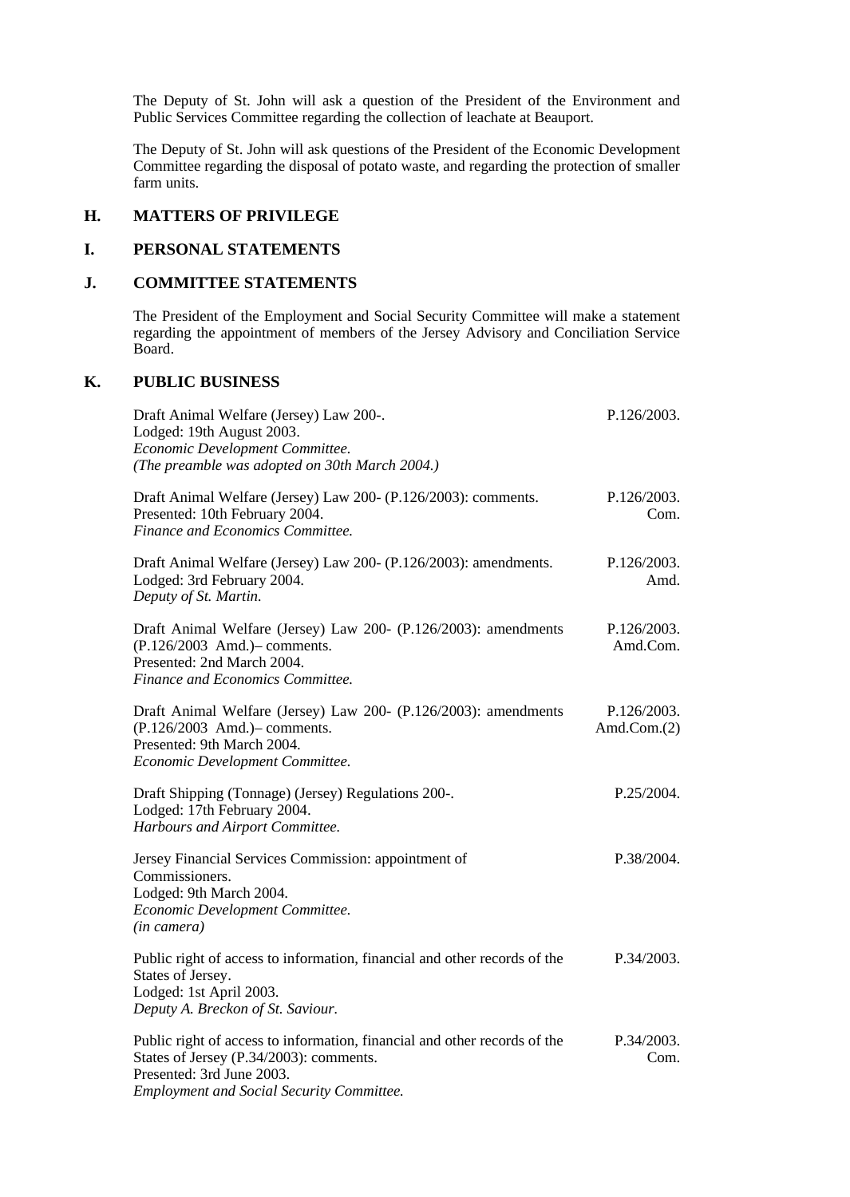The Deputy of St. John will ask a question of the President of the Environment and Public Services Committee regarding the collection of leachate at Beauport.

The Deputy of St. John will ask questions of the President of the Economic Development Committee regarding the disposal of potato waste, and regarding the protection of smaller farm units.

## H. MATTERS OF PRIVILEGE

## I. PERSONAL STATEMENTS

## J. COMMITTEE STATEMENTS

The President of the Employment and Social Security Committee will make a statement regarding the appointment of members of the Jersey Advisory and Conciliation Service Board.

## K. PUBLIC BUSINESS

Draft Animal Welfare (Jersey) Law 200-. — P.126/2003.
Lodged: 19th August 2003.
*Economic Development Committee.*
*(The preamble was adopted on 30th March 2004.)*

Draft Animal Welfare (Jersey) Law 200- (P.126/2003): comments. — P.126/2003. Com.
Presented: 10th February 2004.
*Finance and Economics Committee.*

Draft Animal Welfare (Jersey) Law 200- (P.126/2003): amendments. — P.126/2003. Amd.
Lodged: 3rd February 2004.
*Deputy of St. Martin.*

Draft Animal Welfare (Jersey) Law 200- (P.126/2003): amendments (P.126/2003 Amd.)– comments. — P.126/2003. Amd.Com.
Presented: 2nd March 2004.
*Finance and Economics Committee.*

Draft Animal Welfare (Jersey) Law 200- (P.126/2003): amendments (P.126/2003 Amd.)– comments. — P.126/2003. Amd.Com.(2)
Presented: 9th March 2004.
*Economic Development Committee.*

Draft Shipping (Tonnage) (Jersey) Regulations 200-. — P.25/2004.
Lodged: 17th February 2004.
*Harbours and Airport Committee.*

Jersey Financial Services Commission: appointment of Commissioners. — P.38/2004.
Lodged: 9th March 2004.
*Economic Development Committee.*
*(in camera)*

Public right of access to information, financial and other records of the States of Jersey. — P.34/2003.
Lodged: 1st April 2003.
*Deputy A. Breckon of St. Saviour.*

Public right of access to information, financial and other records of the States of Jersey (P.34/2003): comments. — P.34/2003. Com.
Presented: 3rd June 2003.
*Employment and Social Security Committee.*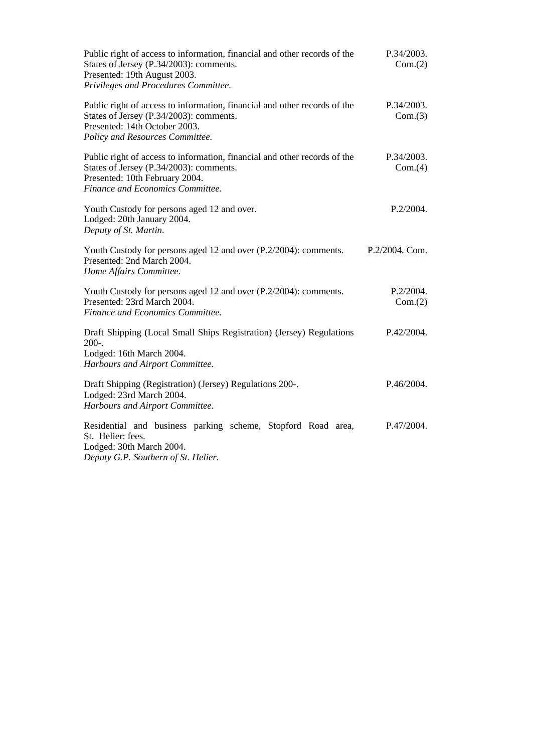Public right of access to information, financial and other records of the States of Jersey (P.34/2003): comments.
Presented: 19th August 2003.
*Privileges and Procedures Committee.*

P.34/2003. Com.(2)

Public right of access to information, financial and other records of the States of Jersey (P.34/2003): comments.
Presented: 14th October 2003.
*Policy and Resources Committee.*

P.34/2003. Com.(3)

Public right of access to information, financial and other records of the States of Jersey (P.34/2003): comments.
Presented: 10th February 2004.
*Finance and Economics Committee.*

P.34/2003. Com.(4)

Youth Custody for persons aged 12 and over.
Lodged: 20th January 2004.
*Deputy of St. Martin.*

P.2/2004.

Youth Custody for persons aged 12 and over (P.2/2004): comments.
Presented: 2nd March 2004.
*Home Affairs Committee.*

P.2/2004. Com.

Youth Custody for persons aged 12 and over (P.2/2004): comments.
Presented: 23rd March 2004.
*Finance and Economics Committee.*

P.2/2004. Com.(2)

Draft Shipping (Local Small Ships Registration) (Jersey) Regulations 200-.
Lodged: 16th March 2004.
*Harbours and Airport Committee.*

P.42/2004.

Draft Shipping (Registration) (Jersey) Regulations 200-.
Lodged: 23rd March 2004.
*Harbours and Airport Committee.*

P.46/2004.

Residential and business parking scheme, Stopford Road area, St. Helier: fees.
Lodged: 30th March 2004.
*Deputy G.P. Southern of St. Helier.*

P.47/2004.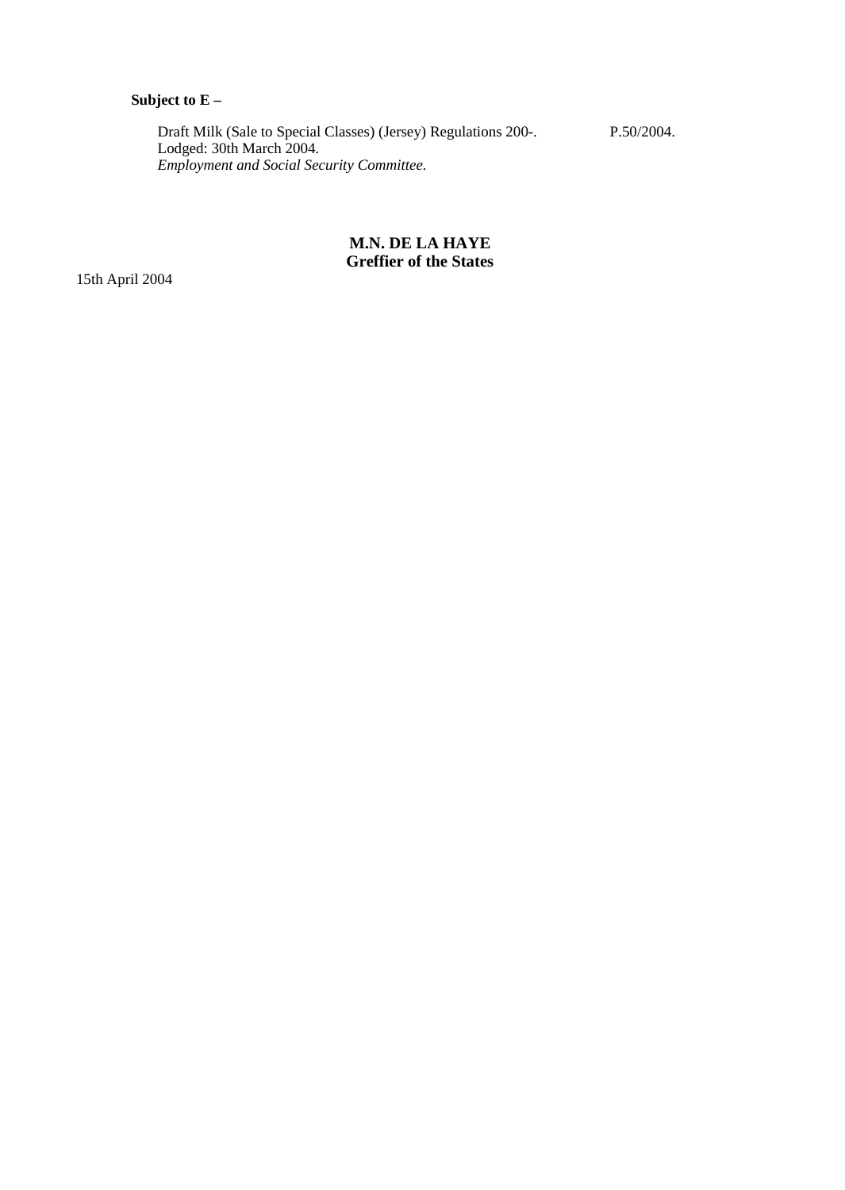**Subject to E –**

Draft Milk (Sale to Special Classes) (Jersey) Regulations 200-. P.50/2004.
Lodged: 30th March 2004.
*Employment and Social Security Committee.*

**M.N. DE LA HAYE**
**Greffier of the States**

15th April 2004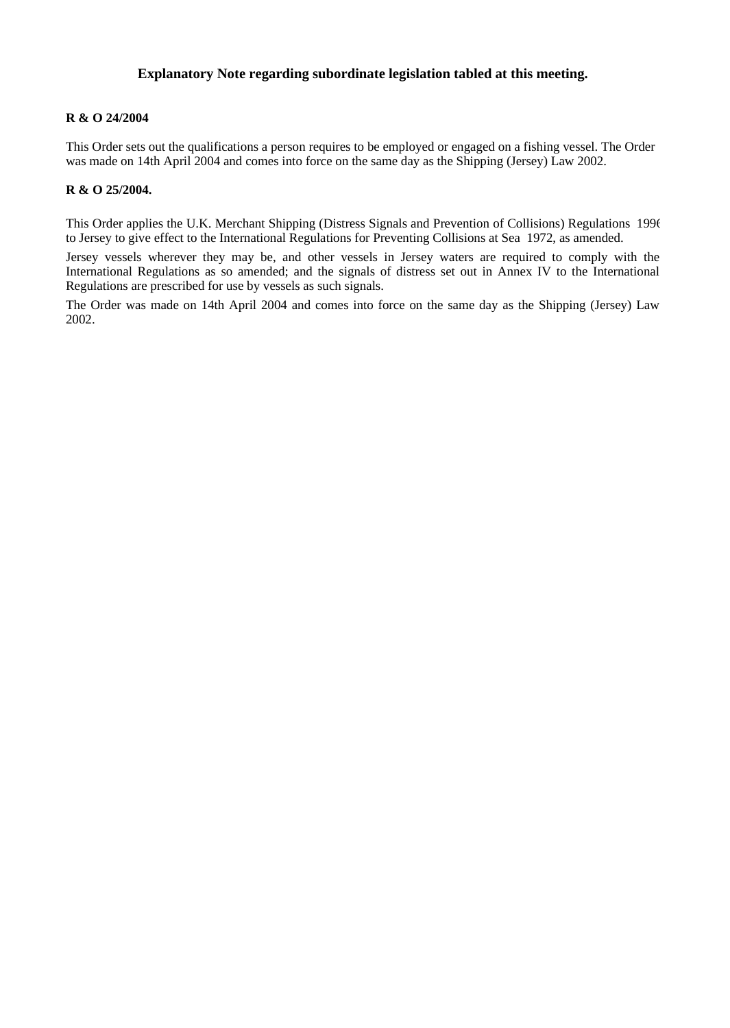## Explanatory Note regarding subordinate legislation tabled at this meeting.

**R & O 24/2004**

This Order sets out the qualifications a person requires to be employed or engaged on a fishing vessel. The Order was made on 14th April 2004 and comes into force on the same day as the Shipping (Jersey) Law 2002.

**R & O 25/2004.**

This Order applies the U.K. Merchant Shipping (Distress Signals and Prevention of Collisions) Regulations 1996 to Jersey to give effect to the International Regulations for Preventing Collisions at Sea 1972, as amended.

Jersey vessels wherever they may be, and other vessels in Jersey waters are required to comply with the International Regulations as so amended; and the signals of distress set out in Annex IV to the International Regulations are prescribed for use by vessels as such signals.

The Order was made on 14th April 2004 and comes into force on the same day as the Shipping (Jersey) Law 2002.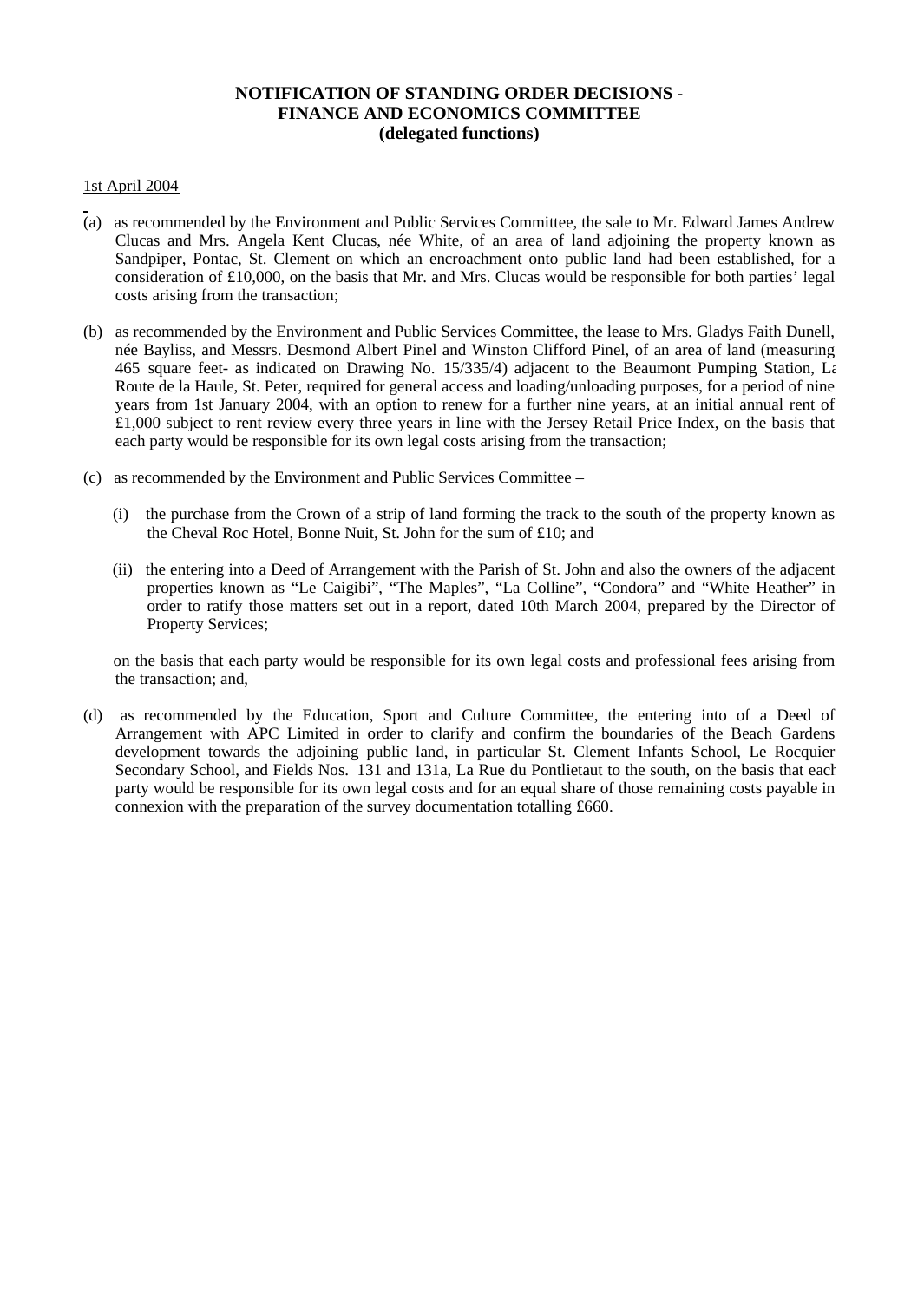**NOTIFICATION OF STANDING ORDER DECISIONS -**
**FINANCE AND ECONOMICS COMMITTEE**
**(delegated functions)**

1st April 2004

(a) as recommended by the Environment and Public Services Committee, the sale to Mr. Edward James Andrew Clucas and Mrs. Angela Kent Clucas, née White, of an area of land adjoining the property known as Sandpiper, Pontac, St. Clement on which an encroachment onto public land had been established, for a consideration of £10,000, on the basis that Mr. and Mrs. Clucas would be responsible for both parties' legal costs arising from the transaction;

(b) as recommended by the Environment and Public Services Committee, the lease to Mrs. Gladys Faith Dunell, née Bayliss, and Messrs. Desmond Albert Pinel and Winston Clifford Pinel, of an area of land (measuring 465 square feet- as indicated on Drawing No. 15/335/4) adjacent to the Beaumont Pumping Station, La Route de la Haule, St. Peter, required for general access and loading/unloading purposes, for a period of nine years from 1st January 2004, with an option to renew for a further nine years, at an initial annual rent of £1,000 subject to rent review every three years in line with the Jersey Retail Price Index, on the basis that each party would be responsible for its own legal costs arising from the transaction;

(c) as recommended by the Environment and Public Services Committee –

  (i) the purchase from the Crown of a strip of land forming the track to the south of the property known as the Cheval Roc Hotel, Bonne Nuit, St. John for the sum of £10; and

  (ii) the entering into a Deed of Arrangement with the Parish of St. John and also the owners of the adjacent properties known as "Le Caigibi", "The Maples", "La Colline", "Condora" and "White Heather" in order to ratify those matters set out in a report, dated 10th March 2004, prepared by the Director of Property Services;

  on the basis that each party would be responsible for its own legal costs and professional fees arising from the transaction; and,

(d) as recommended by the Education, Sport and Culture Committee, the entering into of a Deed of Arrangement with APC Limited in order to clarify and confirm the boundaries of the Beach Gardens development towards the adjoining public land, in particular St. Clement Infants School, Le Rocquier Secondary School, and Fields Nos. 131 and 131a, La Rue du Pontlietaut to the south, on the basis that each party would be responsible for its own legal costs and for an equal share of those remaining costs payable in connexion with the preparation of the survey documentation totalling £660.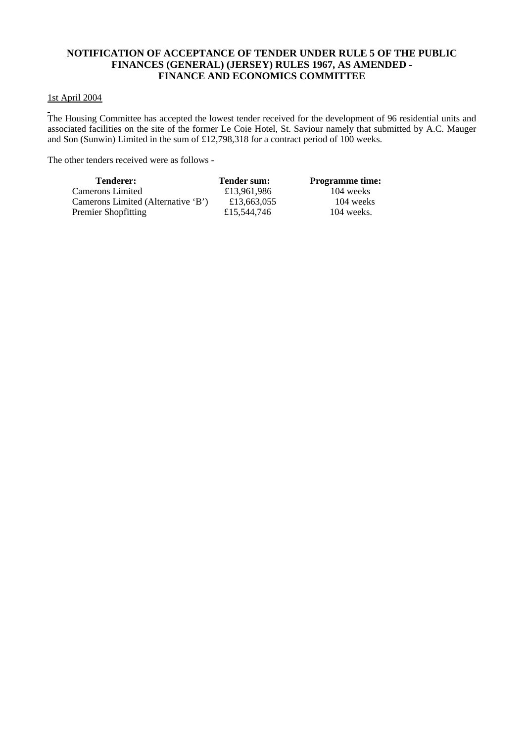**NOTIFICATION OF ACCEPTANCE OF TENDER UNDER RULE 5 OF THE PUBLIC FINANCES (GENERAL) (JERSEY) RULES 1967, AS AMENDED - FINANCE AND ECONOMICS COMMITTEE**

1st April 2004

The Housing Committee has accepted the lowest tender received for the development of 96 residential units and associated facilities on the site of the former Le Coie Hotel, St. Saviour namely that submitted by A.C. Mauger and Son (Sunwin) Limited in the sum of £12,798,318 for a contract period of 100 weeks.

The other tenders received were as follows -

| Tenderer: | Tender sum: | Programme time: |
| --- | --- | --- |
| Camerons Limited | £13,961,986 | 104 weeks |
| Camerons Limited (Alternative 'B') | £13,663,055 | 104 weeks |
| Premier Shopfitting | £15,544,746 | 104 weeks. |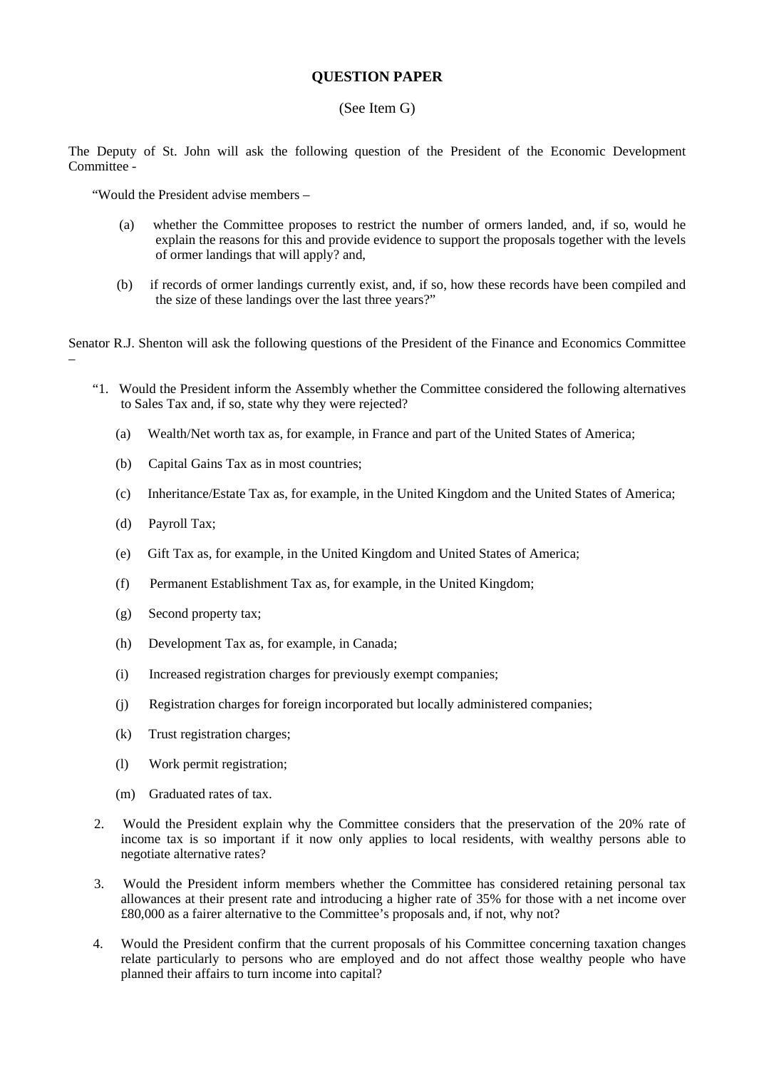**QUESTION PAPER**

(See Item G)

The Deputy of St. John will ask the following question of the President of the Economic Development Committee -

"Would the President advise members –

(a) whether the Committee proposes to restrict the number of ormers landed, and, if so, would he explain the reasons for this and provide evidence to support the proposals together with the levels of ormer landings that will apply? and,

(b) if records of ormer landings currently exist, and, if so, how these records have been compiled and the size of these landings over the last three years?"

Senator R.J. Shenton will ask the following questions of the President of the Finance and Economics Committee –

"1. Would the President inform the Assembly whether the Committee considered the following alternatives to Sales Tax and, if so, state why they were rejected?

(a) Wealth/Net worth tax as, for example, in France and part of the United States of America;

(b) Capital Gains Tax as in most countries;

(c) Inheritance/Estate Tax as, for example, in the United Kingdom and the United States of America;

(d) Payroll Tax;

(e) Gift Tax as, for example, in the United Kingdom and United States of America;

(f) Permanent Establishment Tax as, for example, in the United Kingdom;

(g) Second property tax;

(h) Development Tax as, for example, in Canada;

(i) Increased registration charges for previously exempt companies;

(j) Registration charges for foreign incorporated but locally administered companies;

(k) Trust registration charges;

(l) Work permit registration;

(m) Graduated rates of tax.

2. Would the President explain why the Committee considers that the preservation of the 20% rate of income tax is so important if it now only applies to local residents, with wealthy persons able to negotiate alternative rates?

3. Would the President inform members whether the Committee has considered retaining personal tax allowances at their present rate and introducing a higher rate of 35% for those with a net income over £80,000 as a fairer alternative to the Committee's proposals and, if not, why not?

4. Would the President confirm that the current proposals of his Committee concerning taxation changes relate particularly to persons who are employed and do not affect those wealthy people who have planned their affairs to turn income into capital?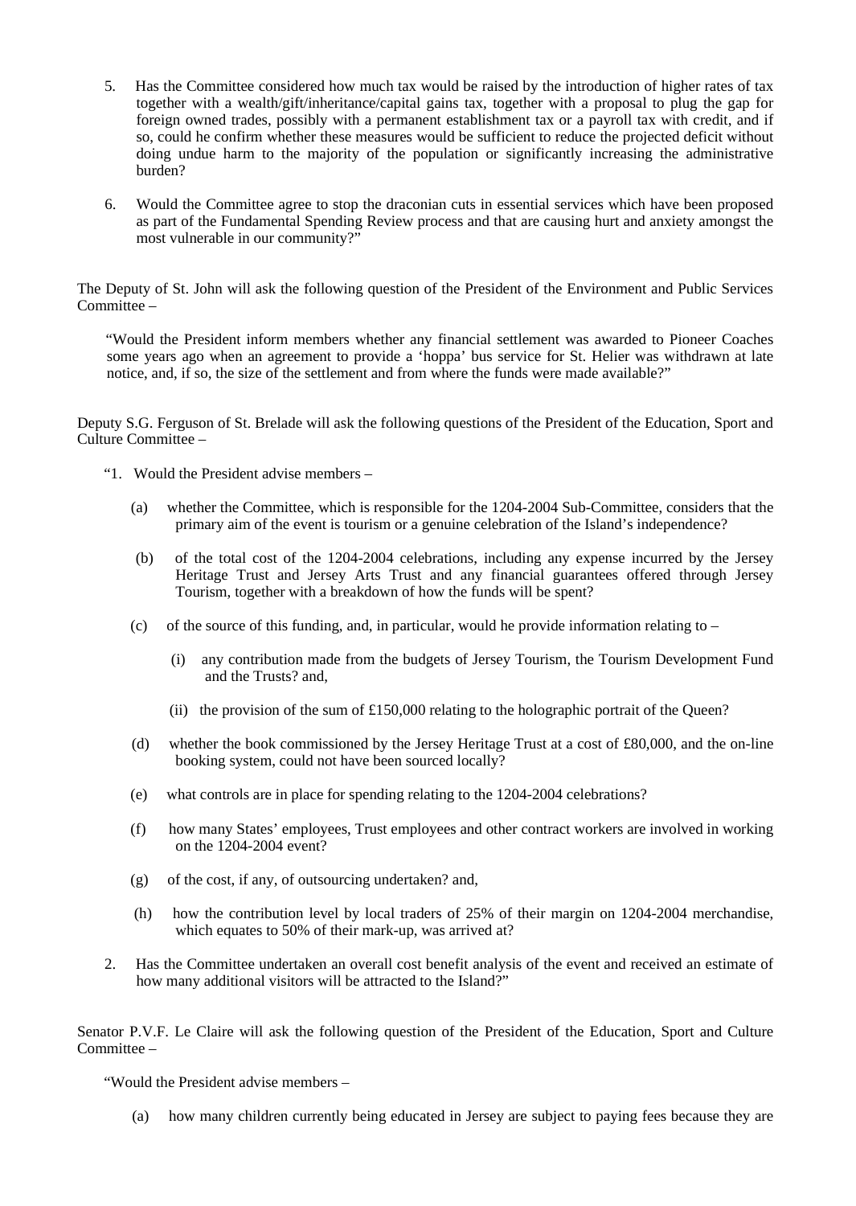5. Has the Committee considered how much tax would be raised by the introduction of higher rates of tax together with a wealth/gift/inheritance/capital gains tax, together with a proposal to plug the gap for foreign owned trades, possibly with a permanent establishment tax or a payroll tax with credit, and if so, could he confirm whether these measures would be sufficient to reduce the projected deficit without doing undue harm to the majority of the population or significantly increasing the administrative burden?

6. Would the Committee agree to stop the draconian cuts in essential services which have been proposed as part of the Fundamental Spending Review process and that are causing hurt and anxiety amongst the most vulnerable in our community?"

The Deputy of St. John will ask the following question of the President of the Environment and Public Services Committee –

"Would the President inform members whether any financial settlement was awarded to Pioneer Coaches some years ago when an agreement to provide a 'hoppa' bus service for St. Helier was withdrawn at late notice, and, if so, the size of the settlement and from where the funds were made available?"

Deputy S.G. Ferguson of St. Brelade will ask the following questions of the President of the Education, Sport and Culture Committee –

"1. Would the President advise members –

(a) whether the Committee, which is responsible for the 1204-2004 Sub-Committee, considers that the primary aim of the event is tourism or a genuine celebration of the Island's independence?

(b) of the total cost of the 1204-2004 celebrations, including any expense incurred by the Jersey Heritage Trust and Jersey Arts Trust and any financial guarantees offered through Jersey Tourism, together with a breakdown of how the funds will be spent?

(c) of the source of this funding, and, in particular, would he provide information relating to –

(i) any contribution made from the budgets of Jersey Tourism, the Tourism Development Fund and the Trusts? and,

(ii) the provision of the sum of £150,000 relating to the holographic portrait of the Queen?

(d) whether the book commissioned by the Jersey Heritage Trust at a cost of £80,000, and the on-line booking system, could not have been sourced locally?

(e) what controls are in place for spending relating to the 1204-2004 celebrations?

(f) how many States' employees, Trust employees and other contract workers are involved in working on the 1204-2004 event?

(g) of the cost, if any, of outsourcing undertaken? and,

(h) how the contribution level by local traders of 25% of their margin on 1204-2004 merchandise, which equates to 50% of their mark-up, was arrived at?

2. Has the Committee undertaken an overall cost benefit analysis of the event and received an estimate of how many additional visitors will be attracted to the Island?"

Senator P.V.F. Le Claire will ask the following question of the President of the Education, Sport and Culture Committee –

"Would the President advise members –

(a) how many children currently being educated in Jersey are subject to paying fees because they are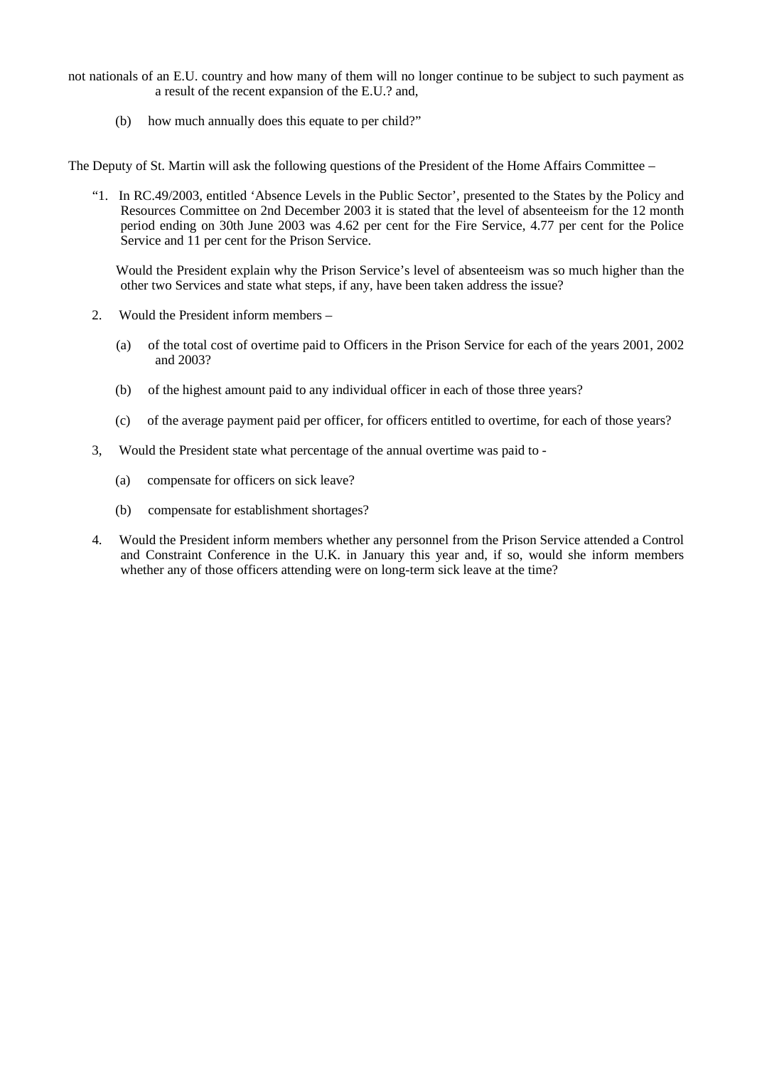not nationals of an E.U. country and how many of them will no longer continue to be subject to such payment as a result of the recent expansion of the E.U.? and,

(b) how much annually does this equate to per child?"

The Deputy of St. Martin will ask the following questions of the President of the Home Affairs Committee –

"1. In RC.49/2003, entitled 'Absence Levels in the Public Sector', presented to the States by the Policy and Resources Committee on 2nd December 2003 it is stated that the level of absenteeism for the 12 month period ending on 30th June 2003 was 4.62 per cent for the Fire Service, 4.77 per cent for the Police Service and 11 per cent for the Prison Service.

Would the President explain why the Prison Service's level of absenteeism was so much higher than the other two Services and state what steps, if any, have been taken address the issue?

2. Would the President inform members –

   (a) of the total cost of overtime paid to Officers in the Prison Service for each of the years 2001, 2002 and 2003?

   (b) of the highest amount paid to any individual officer in each of those three years?

   (c) of the average payment paid per officer, for officers entitled to overtime, for each of those years?

3, Would the President state what percentage of the annual overtime was paid to -

   (a) compensate for officers on sick leave?

   (b) compensate for establishment shortages?

4. Would the President inform members whether any personnel from the Prison Service attended a Control and Constraint Conference in the U.K. in January this year and, if so, would she inform members whether any of those officers attending were on long-term sick leave at the time?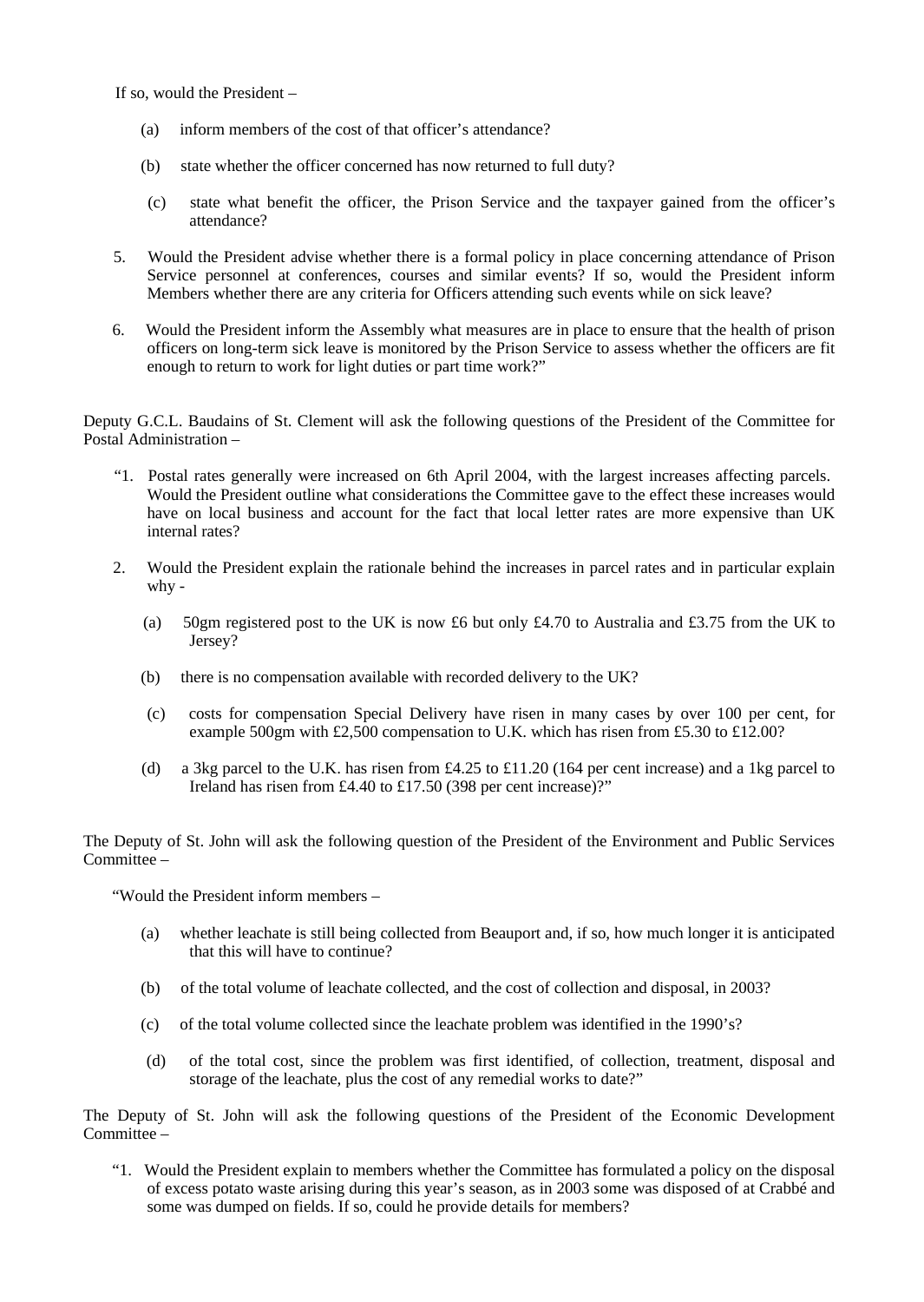If so, would the President –

(a) inform members of the cost of that officer's attendance?

(b) state whether the officer concerned has now returned to full duty?

(c) state what benefit the officer, the Prison Service and the taxpayer gained from the officer's attendance?

5. Would the President advise whether there is a formal policy in place concerning attendance of Prison Service personnel at conferences, courses and similar events? If so, would the President inform Members whether there are any criteria for Officers attending such events while on sick leave?

6. Would the President inform the Assembly what measures are in place to ensure that the health of prison officers on long-term sick leave is monitored by the Prison Service to assess whether the officers are fit enough to return to work for light duties or part time work?"

Deputy G.C.L. Baudains of St. Clement will ask the following questions of the President of the Committee for Postal Administration –

"1. Postal rates generally were increased on 6th April 2004, with the largest increases affecting parcels. Would the President outline what considerations the Committee gave to the effect these increases would have on local business and account for the fact that local letter rates are more expensive than UK internal rates?

2. Would the President explain the rationale behind the increases in parcel rates and in particular explain why -

(a) 50gm registered post to the UK is now £6 but only £4.70 to Australia and £3.75 from the UK to Jersey?

(b) there is no compensation available with recorded delivery to the UK?

(c) costs for compensation Special Delivery have risen in many cases by over 100 per cent, for example 500gm with £2,500 compensation to U.K. which has risen from £5.30 to £12.00?

(d) a 3kg parcel to the U.K. has risen from £4.25 to £11.20 (164 per cent increase) and a 1kg parcel to Ireland has risen from £4.40 to £17.50 (398 per cent increase)?"

The Deputy of St. John will ask the following question of the President of the Environment and Public Services Committee –

"Would the President inform members –

(a) whether leachate is still being collected from Beauport and, if so, how much longer it is anticipated that this will have to continue?

(b) of the total volume of leachate collected, and the cost of collection and disposal, in 2003?

(c) of the total volume collected since the leachate problem was identified in the 1990's?

(d) of the total cost, since the problem was first identified, of collection, treatment, disposal and storage of the leachate, plus the cost of any remedial works to date?"

The Deputy of St. John will ask the following questions of the President of the Economic Development Committee –

"1. Would the President explain to members whether the Committee has formulated a policy on the disposal of excess potato waste arising during this year's season, as in 2003 some was disposed of at Crabbé and some was dumped on fields. If so, could he provide details for members?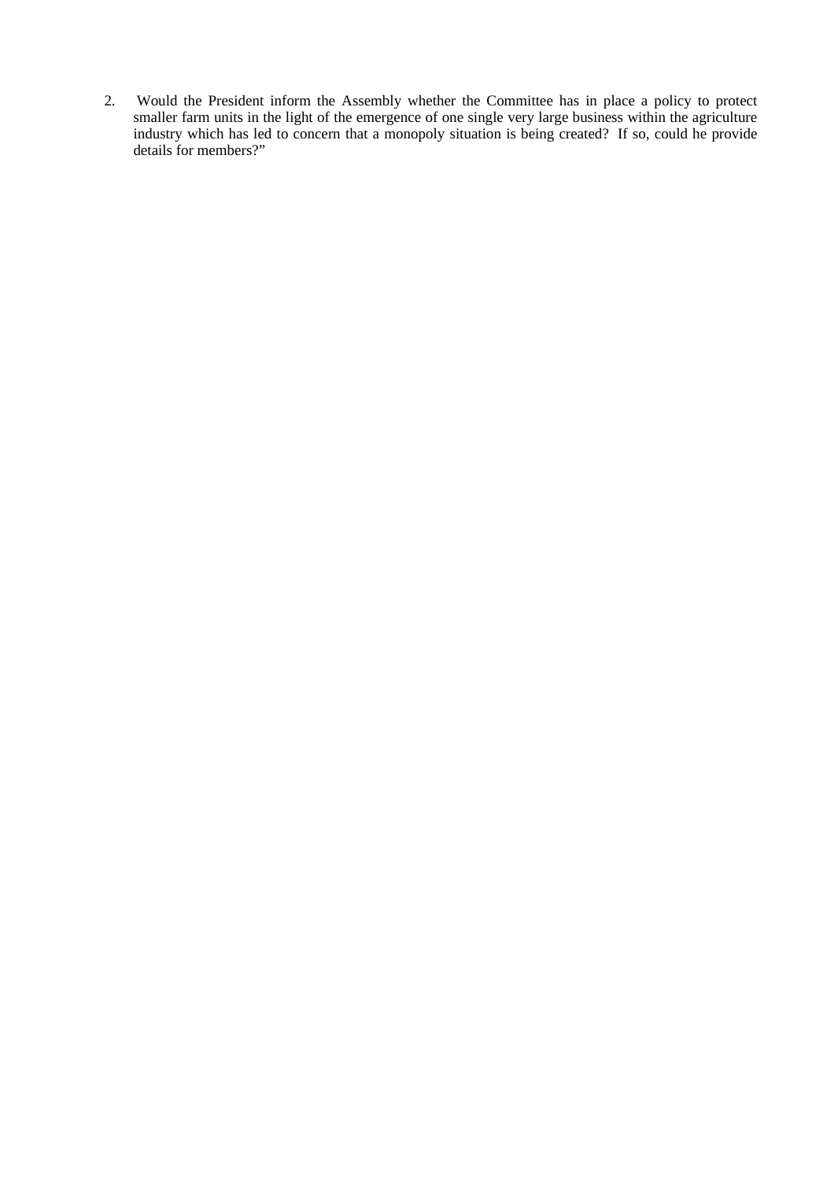2. Would the President inform the Assembly whether the Committee has in place a policy to protect smaller farm units in the light of the emergence of one single very large business within the agriculture industry which has led to concern that a monopoly situation is being created? If so, could he provide details for members?"